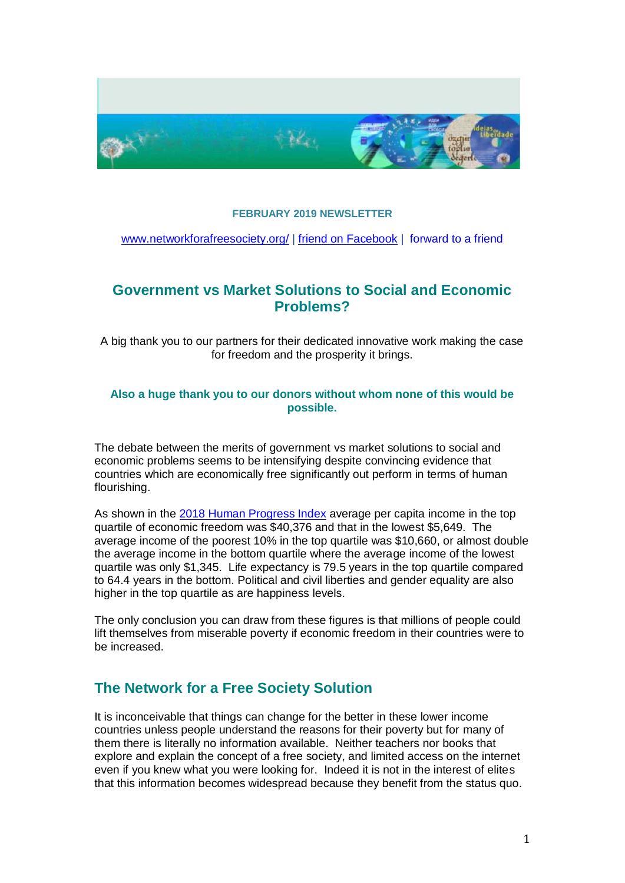**FEBRUARY 2019 NEWSLETTER**

www.networkforafreesociety.org/ | friend on Facebook | forward to a friend

## Government vs Market Solutions to Social and Economic Problems?

A big thank you to our partners for their dedicated innovative work making the case for freedom and the prosperity it brings.

**Also a huge thank you to our donors without whom none of this would be possible.**

The debate between the merits of government vs market solutions to social and economic problems seems to be intensifying despite convincing evidence that countries which are economically free significantly out perform in terms of human flourishing.

As shown in the 2018 Human Progress Index average per capita income in the top quartile of economic freedom was $40,376 and that in the lowest $5,649. The average income of the poorest 10% in the top quartile was $10,660, or almost double the average income in the bottom quartile where the average income of the lowest quartile was only $1,345. Life expectancy is 79.5 years in the top quartile compared to 64.4 years in the bottom. Political and civil liberties and gender equality are also higher in the top quartile as are happiness levels.

The only conclusion you can draw from these figures is that millions of people could lift themselves from miserable poverty if economic freedom in their countries were to be increased.

## The Network for a Free Society Solution

It is inconceivable that things can change for the better in these lower income countries unless people understand the reasons for their poverty but for many of them there is literally no information available. Neither teachers nor books that explore and explain the concept of a free society, and limited access on the internet even if you knew what you were looking for. Indeed it is not in the interest of elites that this information becomes widespread because they benefit from the status quo.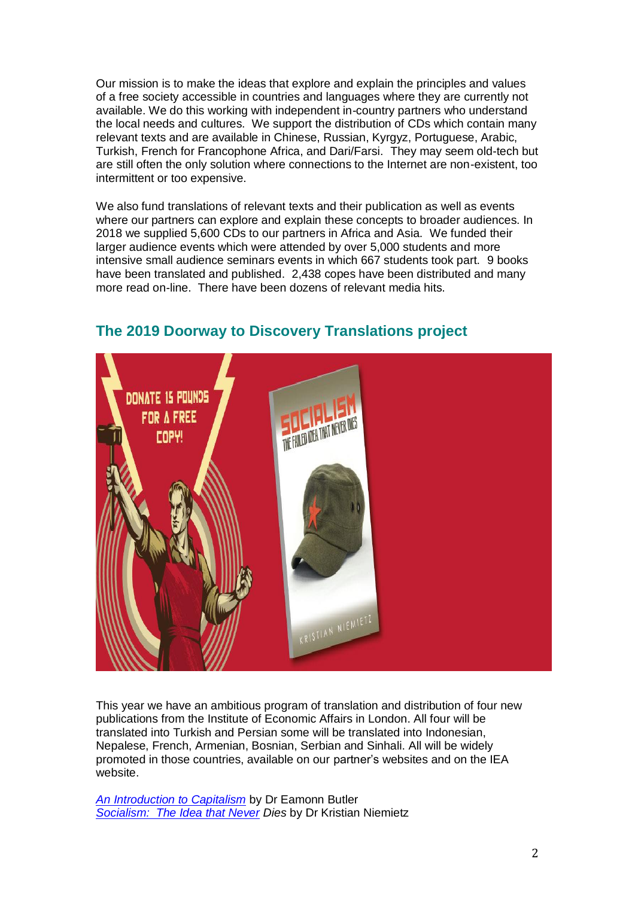Our mission is to make the ideas that explore and explain the principles and values of a free society accessible in countries and languages where they are currently not available. We do this working with independent in-country partners who understand the local needs and cultures. We support the distribution of CDs which contain many relevant texts and are available in Chinese, Russian, Kyrgyz, Portuguese, Arabic, Turkish, French for Francophone Africa, and Dari/Farsi. They may seem old-tech but are still often the only solution where connections to the Internet are non-existent, too intermittent or too expensive.

We also fund translations of relevant texts and their publication as well as events where our partners can explore and explain these concepts to broader audiences. In 2018 we supplied 5,600 CDs to our partners in Africa and Asia. We funded their larger audience events which were attended by over 5,000 students and more intensive small audience seminars events in which 667 students took part. 9 books have been translated and published. 2,438 copes have been distributed and many more read on-line. There have been dozens of relevant media hits.

## The 2019 Doorway to Discovery Translations project

This year we have an ambitious program of translation and distribution of four new publications from the Institute of Economic Affairs in London. All four will be translated into Turkish and Persian some will be translated into Indonesian, Nepalese, French, Armenian, Bosnian, Serbian and Sinhali. All will be widely promoted in those countries, available on our partner's websites and on the IEA website.

*An Introduction to Capitalism* by Dr Eamonn Butler
*Socialism: The Idea that Never Dies* by Dr Kristian Niemietz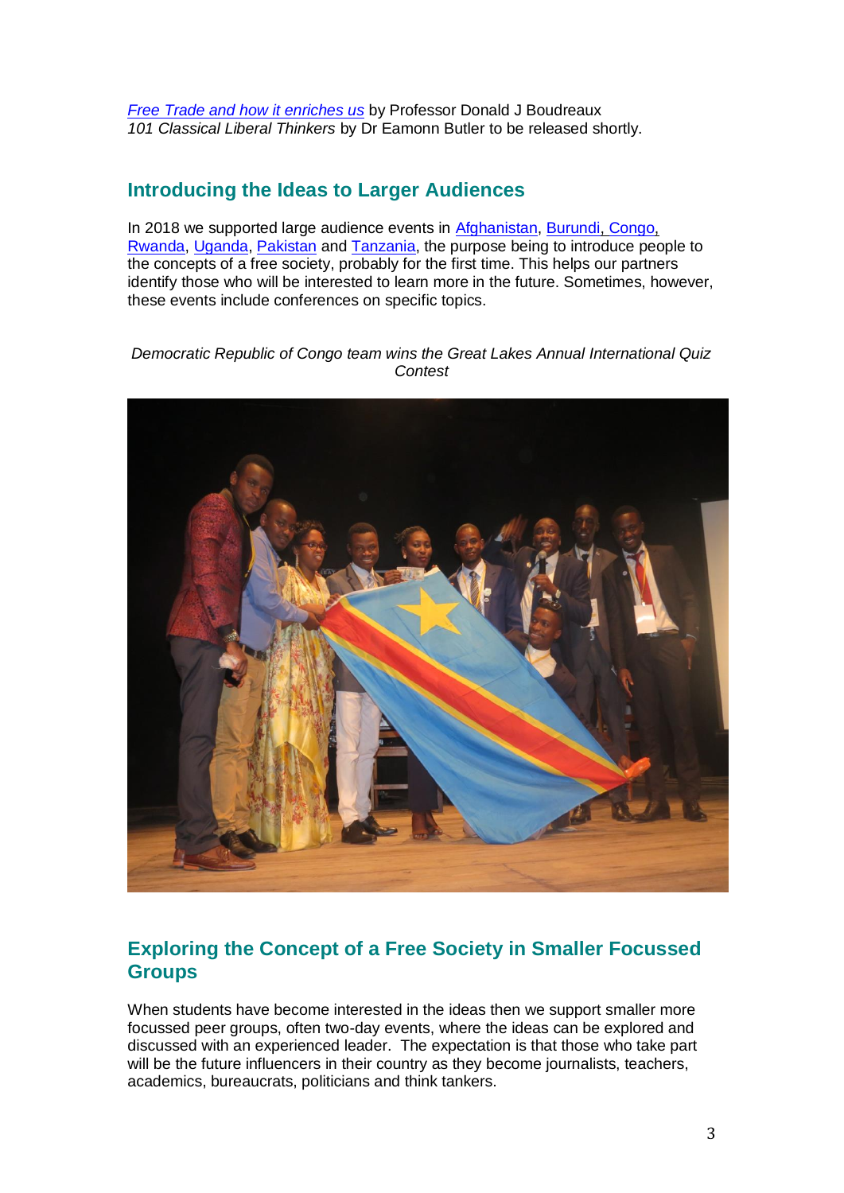*Free Trade and how it enriches us* by Professor Donald J Boudreaux
*101 Classical Liberal Thinkers* by Dr Eamonn Butler to be released shortly.

## Introducing the Ideas to Larger Audiences

In 2018 we supported large audience events in Afghanistan, Burundi, Congo, Rwanda, Uganda, Pakistan and Tanzania, the purpose being to introduce people to the concepts of a free society, probably for the first time. This helps our partners identify those who will be interested to learn more in the future. Sometimes, however, these events include conferences on specific topics.

*Democratic Republic of Congo team wins the Great Lakes Annual International Quiz Contest*

## Exploring the Concept of a Free Society in Smaller Focussed Groups

When students have become interested in the ideas then we support smaller more focussed peer groups, often two-day events, where the ideas can be explored and discussed with an experienced leader. The expectation is that those who take part will be the future influencers in their country as they become journalists, teachers, academics, bureaucrats, politicians and think tankers.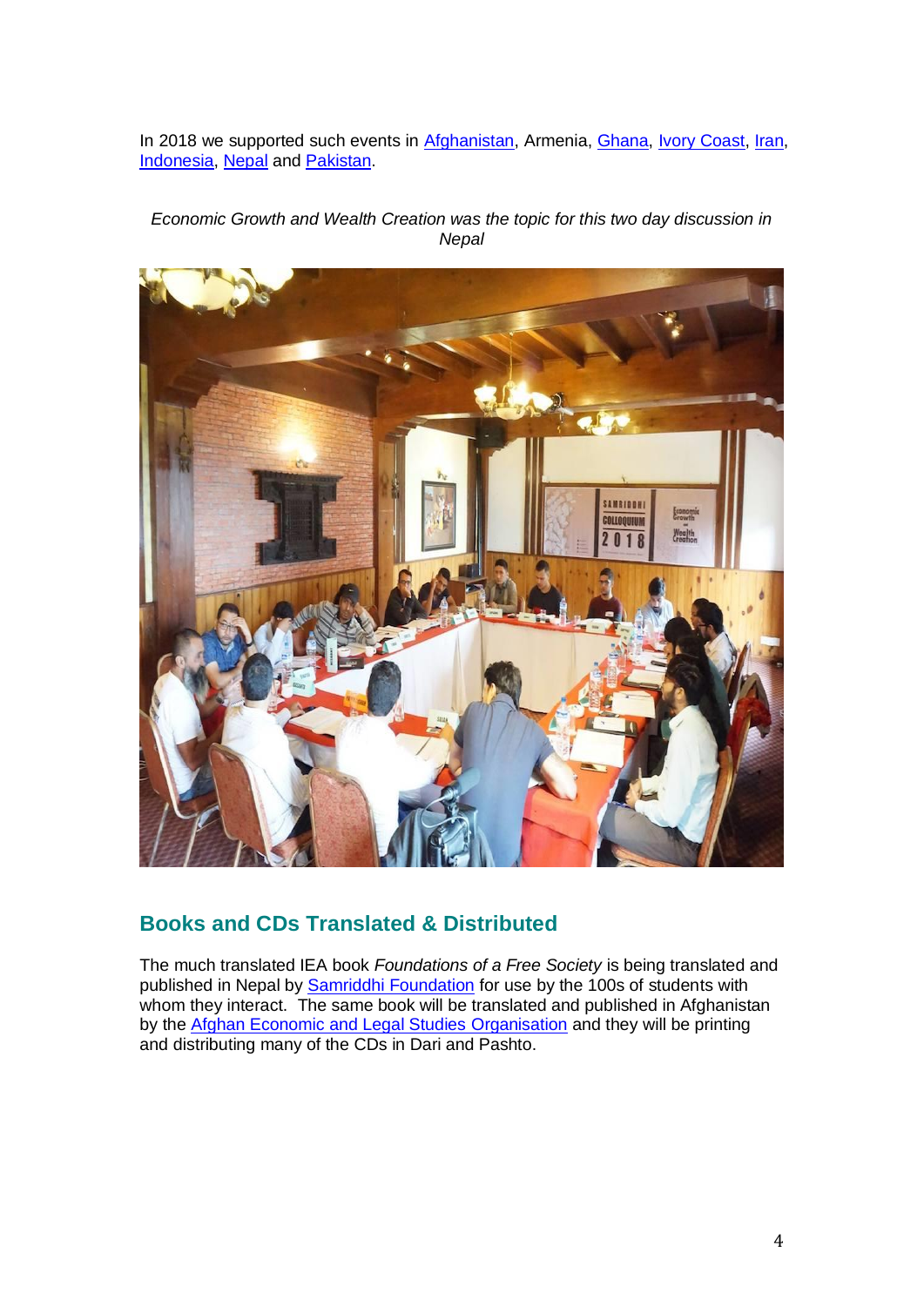In 2018 we supported such events in [Afghanistan](), Armenia, [Ghana](), [Ivory Coast](), [Iran](), [Indonesia](), [Nepal]() and [Pakistan]().

*Economic Growth and Wealth Creation was the topic for this two day discussion in Nepal*

## Books and CDs Translated & Distributed

The much translated IEA book *Foundations of a Free Society* is being translated and published in Nepal by [Samriddhi Foundation]() for use by the 100s of students with whom they interact. The same book will be translated and published in Afghanistan by the [Afghan Economic and Legal Studies Organisation]() and they will be printing and distributing many of the CDs in Dari and Pashto.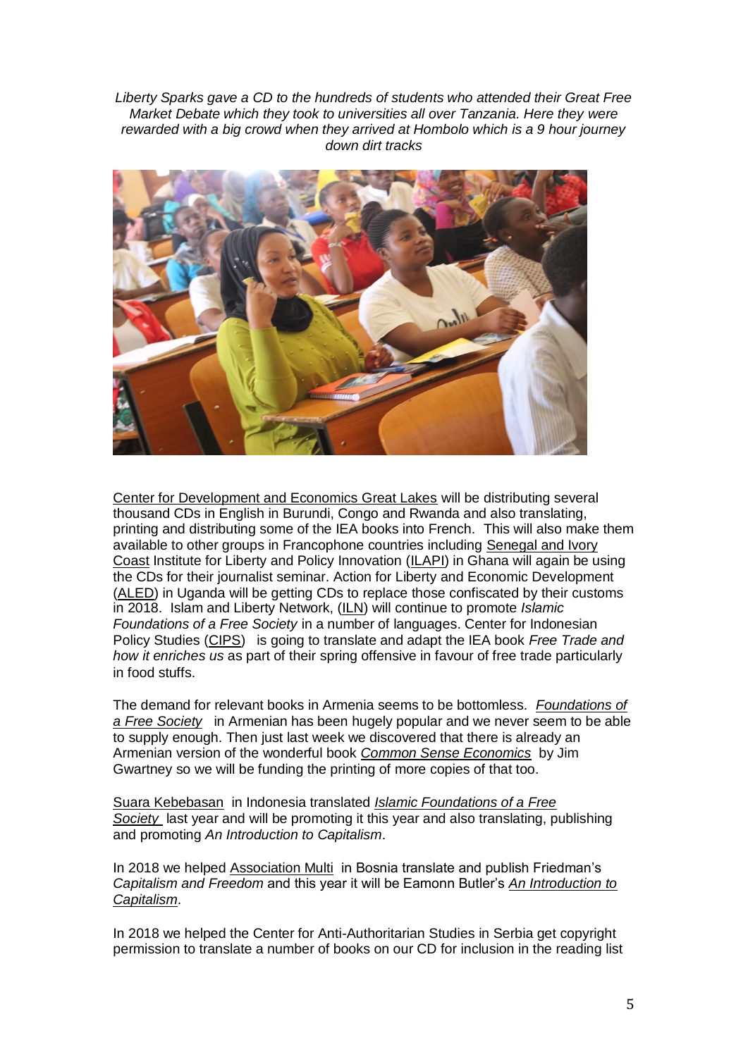*Liberty Sparks gave a CD to the hundreds of students who attended their Great Free Market Debate which they took to universities all over Tanzania. Here they were rewarded with a big crowd when they arrived at Hombolo which is a 9 hour journey down dirt tracks*

Center for Development and Economics Great Lakes will be distributing several thousand CDs in English in Burundi, Congo and Rwanda and also translating, printing and distributing some of the IEA books into French. This will also make them available to other groups in Francophone countries including Senegal and Ivory Coast Institute for Liberty and Policy Innovation (ILAPI) in Ghana will again be using the CDs for their journalist seminar. Action for Liberty and Economic Development (ALED) in Uganda will be getting CDs to replace those confiscated by their customs in 2018. Islam and Liberty Network, (ILN) will continue to promote *Islamic Foundations of a Free Society* in a number of languages. Center for Indonesian Policy Studies (CIPS) is going to translate and adapt the IEA book *Free Trade and how it enriches us* as part of their spring offensive in favour of free trade particularly in food stuffs.

The demand for relevant books in Armenia seems to be bottomless. *Foundations of a Free Society* in Armenian has been hugely popular and we never seem to be able to supply enough. Then just last week we discovered that there is already an Armenian version of the wonderful book *Common Sense Economics* by Jim Gwartney so we will be funding the printing of more copies of that too.

Suara Kebebasan in Indonesia translated *Islamic Foundations of a Free Society* last year and will be promoting it this year and also translating, publishing and promoting *An Introduction to Capitalism*.

In 2018 we helped Association Multi in Bosnia translate and publish Friedman's *Capitalism and Freedom* and this year it will be Eamonn Butler's *An Introduction to Capitalism*.

In 2018 we helped the Center for Anti-Authoritarian Studies in Serbia get copyright permission to translate a number of books on our CD for inclusion in the reading list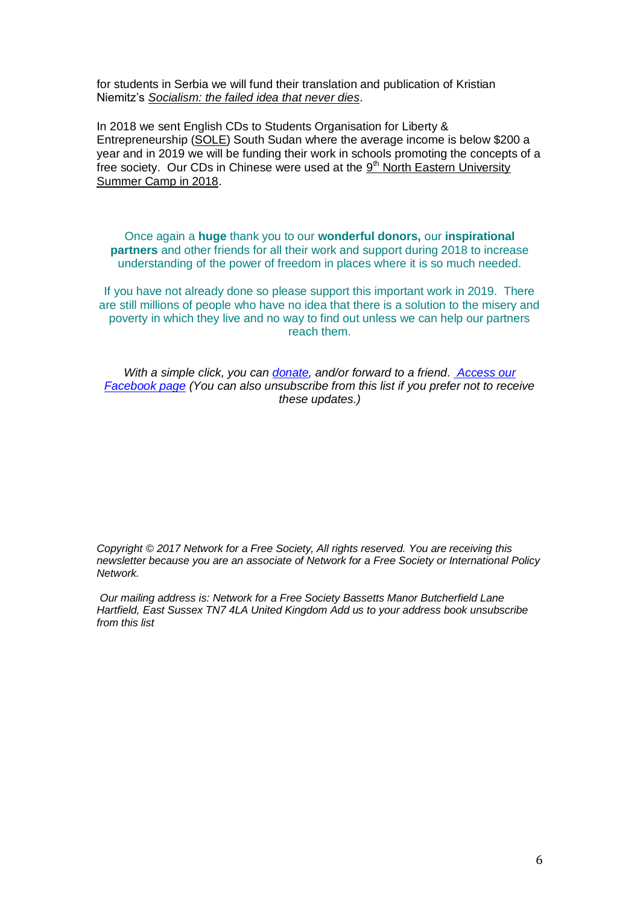for students in Serbia we will fund their translation and publication of Kristian Niemitz's *Socialism: the failed idea that never dies*.

In 2018 we sent English CDs to Students Organisation for Liberty & Entrepreneurship (SOLE) South Sudan where the average income is below $200 a year and in 2019 we will be funding their work in schools promoting the concepts of a free society. Our CDs in Chinese were used at the 9th North Eastern University Summer Camp in 2018.

Once again a **huge** thank you to our **wonderful donors,** our **inspirational partners** and other friends for all their work and support during 2018 to increase understanding of the power of freedom in places where it is so much needed.

If you have not already done so please support this important work in 2019. There are still millions of people who have no idea that there is a solution to the misery and poverty in which they live and no way to find out unless we can help our partners reach them.

*With a simple click, you can donate, and/or forward to a friend. Access our Facebook page (You can also unsubscribe from this list if you prefer not to receive these updates.)*

*Copyright © 2017 Network for a Free Society, All rights reserved. You are receiving this newsletter because you are an associate of Network for a Free Society or International Policy Network.*

*Our mailing address is: Network for a Free Society Bassetts Manor Butcherfield Lane Hartfield, East Sussex TN7 4LA United Kingdom Add us to your address book unsubscribe from this list*